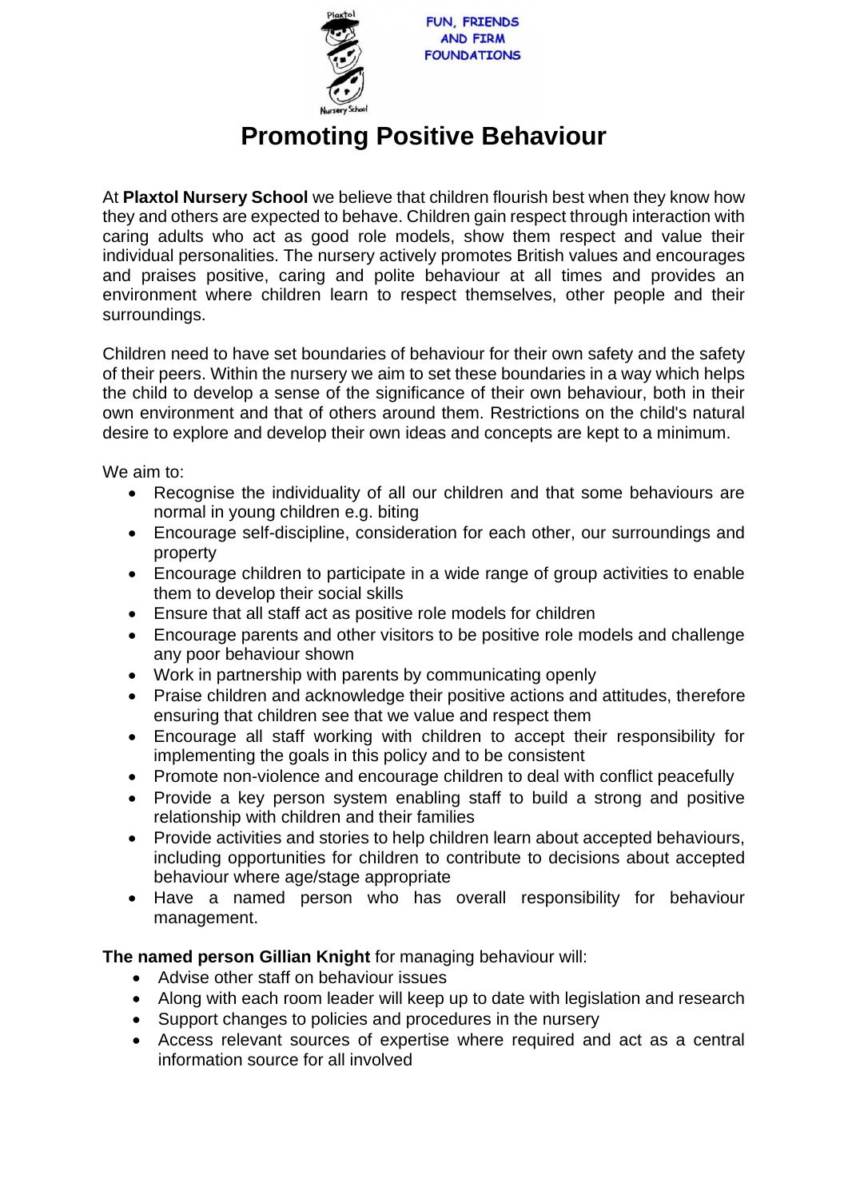FUN, FRIENDS AND FIRM FOUNDATIONS

# Promoting Positive Behaviour

At **Plaxtol Nursery School** we believe that children flourish best when they know how they and others are expected to behave. Children gain respect through interaction with caring adults who act as good role models, show them respect and value their individual personalities. The nursery actively promotes British values and encourages and praises positive, caring and polite behaviour at all times and provides an environment where children learn to respect themselves, other people and their surroundings.

Children need to have set boundaries of behaviour for their own safety and the safety of their peers. Within the nursery we aim to set these boundaries in a way which helps the child to develop a sense of the significance of their own behaviour, both in their own environment and that of others around them. Restrictions on the child's natural desire to explore and develop their own ideas and concepts are kept to a minimum.

We aim to:

- Recognise the individuality of all our children and that some behaviours are normal in young children e.g. biting
- Encourage self-discipline, consideration for each other, our surroundings and property
- Encourage children to participate in a wide range of group activities to enable them to develop their social skills
- Ensure that all staff act as positive role models for children
- Encourage parents and other visitors to be positive role models and challenge any poor behaviour shown
- Work in partnership with parents by communicating openly
- Praise children and acknowledge their positive actions and attitudes, therefore ensuring that children see that we value and respect them
- Encourage all staff working with children to accept their responsibility for implementing the goals in this policy and to be consistent
- Promote non-violence and encourage children to deal with conflict peacefully
- Provide a key person system enabling staff to build a strong and positive relationship with children and their families
- Provide activities and stories to help children learn about accepted behaviours, including opportunities for children to contribute to decisions about accepted behaviour where age/stage appropriate
- Have a named person who has overall responsibility for behaviour management.

**The named person Gillian Knight** for managing behaviour will:

- Advise other staff on behaviour issues
- Along with each room leader will keep up to date with legislation and research
- Support changes to policies and procedures in the nursery
- Access relevant sources of expertise where required and act as a central information source for all involved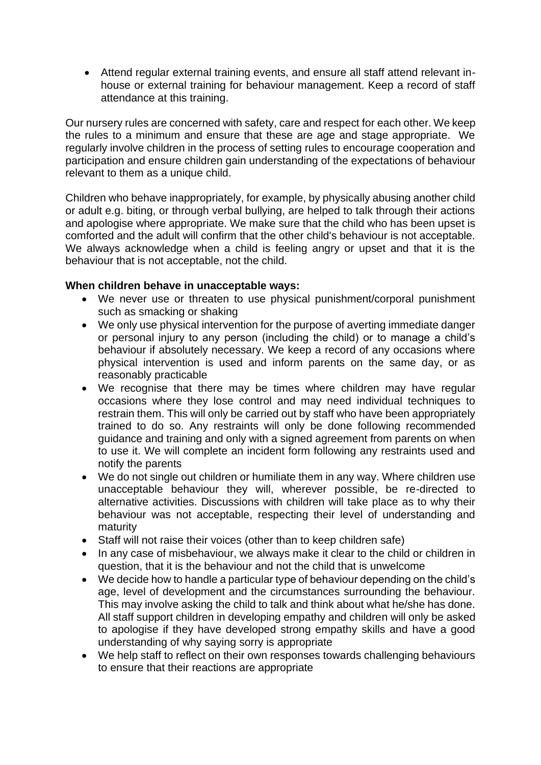- Attend regular external training events, and ensure all staff attend relevant in-house or external training for behaviour management. Keep a record of staff attendance at this training.

Our nursery rules are concerned with safety, care and respect for each other. We keep the rules to a minimum and ensure that these are age and stage appropriate. We regularly involve children in the process of setting rules to encourage cooperation and participation and ensure children gain understanding of the expectations of behaviour relevant to them as a unique child.

Children who behave inappropriately, for example, by physically abusing another child or adult e.g. biting, or through verbal bullying, are helped to talk through their actions and apologise where appropriate. We make sure that the child who has been upset is comforted and the adult will confirm that the other child's behaviour is not acceptable. We always acknowledge when a child is feeling angry or upset and that it is the behaviour that is not acceptable, not the child.

**When children behave in unacceptable ways:**

- We never use or threaten to use physical punishment/corporal punishment such as smacking or shaking
- We only use physical intervention for the purpose of averting immediate danger or personal injury to any person (including the child) or to manage a child's behaviour if absolutely necessary. We keep a record of any occasions where physical intervention is used and inform parents on the same day, or as reasonably practicable
- We recognise that there may be times where children may have regular occasions where they lose control and may need individual techniques to restrain them. This will only be carried out by staff who have been appropriately trained to do so. Any restraints will only be done following recommended guidance and training and only with a signed agreement from parents on when to use it. We will complete an incident form following any restraints used and notify the parents
- We do not single out children or humiliate them in any way. Where children use unacceptable behaviour they will, wherever possible, be re-directed to alternative activities. Discussions with children will take place as to why their behaviour was not acceptable, respecting their level of understanding and maturity
- Staff will not raise their voices (other than to keep children safe)
- In any case of misbehaviour, we always make it clear to the child or children in question, that it is the behaviour and not the child that is unwelcome
- We decide how to handle a particular type of behaviour depending on the child's age, level of development and the circumstances surrounding the behaviour. This may involve asking the child to talk and think about what he/she has done. All staff support children in developing empathy and children will only be asked to apologise if they have developed strong empathy skills and have a good understanding of why saying sorry is appropriate
- We help staff to reflect on their own responses towards challenging behaviours to ensure that their reactions are appropriate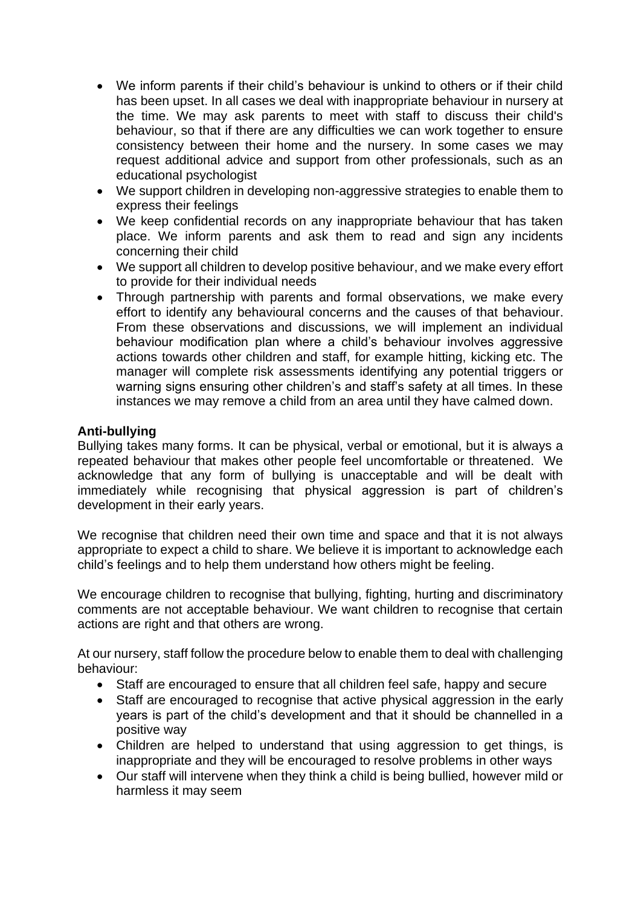- We inform parents if their child's behaviour is unkind to others or if their child has been upset. In all cases we deal with inappropriate behaviour in nursery at the time. We may ask parents to meet with staff to discuss their child's behaviour, so that if there are any difficulties we can work together to ensure consistency between their home and the nursery. In some cases we may request additional advice and support from other professionals, such as an educational psychologist
- We support children in developing non-aggressive strategies to enable them to express their feelings
- We keep confidential records on any inappropriate behaviour that has taken place. We inform parents and ask them to read and sign any incidents concerning their child
- We support all children to develop positive behaviour, and we make every effort to provide for their individual needs
- Through partnership with parents and formal observations, we make every effort to identify any behavioural concerns and the causes of that behaviour. From these observations and discussions, we will implement an individual behaviour modification plan where a child's behaviour involves aggressive actions towards other children and staff, for example hitting, kicking etc. The manager will complete risk assessments identifying any potential triggers or warning signs ensuring other children's and staff's safety at all times. In these instances we may remove a child from an area until they have calmed down.

**Anti-bullying**

Bullying takes many forms. It can be physical, verbal or emotional, but it is always a repeated behaviour that makes other people feel uncomfortable or threatened. We acknowledge that any form of bullying is unacceptable and will be dealt with immediately while recognising that physical aggression is part of children's development in their early years.

We recognise that children need their own time and space and that it is not always appropriate to expect a child to share. We believe it is important to acknowledge each child's feelings and to help them understand how others might be feeling.

We encourage children to recognise that bullying, fighting, hurting and discriminatory comments are not acceptable behaviour. We want children to recognise that certain actions are right and that others are wrong.

At our nursery, staff follow the procedure below to enable them to deal with challenging behaviour:

- Staff are encouraged to ensure that all children feel safe, happy and secure
- Staff are encouraged to recognise that active physical aggression in the early years is part of the child's development and that it should be channelled in a positive way
- Children are helped to understand that using aggression to get things, is inappropriate and they will be encouraged to resolve problems in other ways
- Our staff will intervene when they think a child is being bullied, however mild or harmless it may seem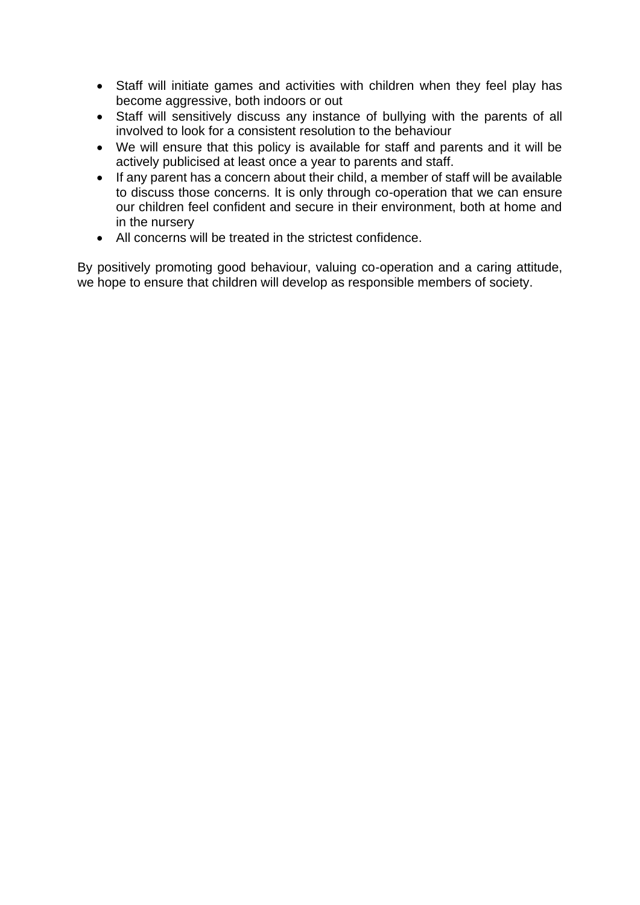- Staff will initiate games and activities with children when they feel play has become aggressive, both indoors or out
- Staff will sensitively discuss any instance of bullying with the parents of all involved to look for a consistent resolution to the behaviour
- We will ensure that this policy is available for staff and parents and it will be actively publicised at least once a year to parents and staff.
- If any parent has a concern about their child, a member of staff will be available to discuss those concerns. It is only through co-operation that we can ensure our children feel confident and secure in their environment, both at home and in the nursery
- All concerns will be treated in the strictest confidence.

By positively promoting good behaviour, valuing co-operation and a caring attitude, we hope to ensure that children will develop as responsible members of society.